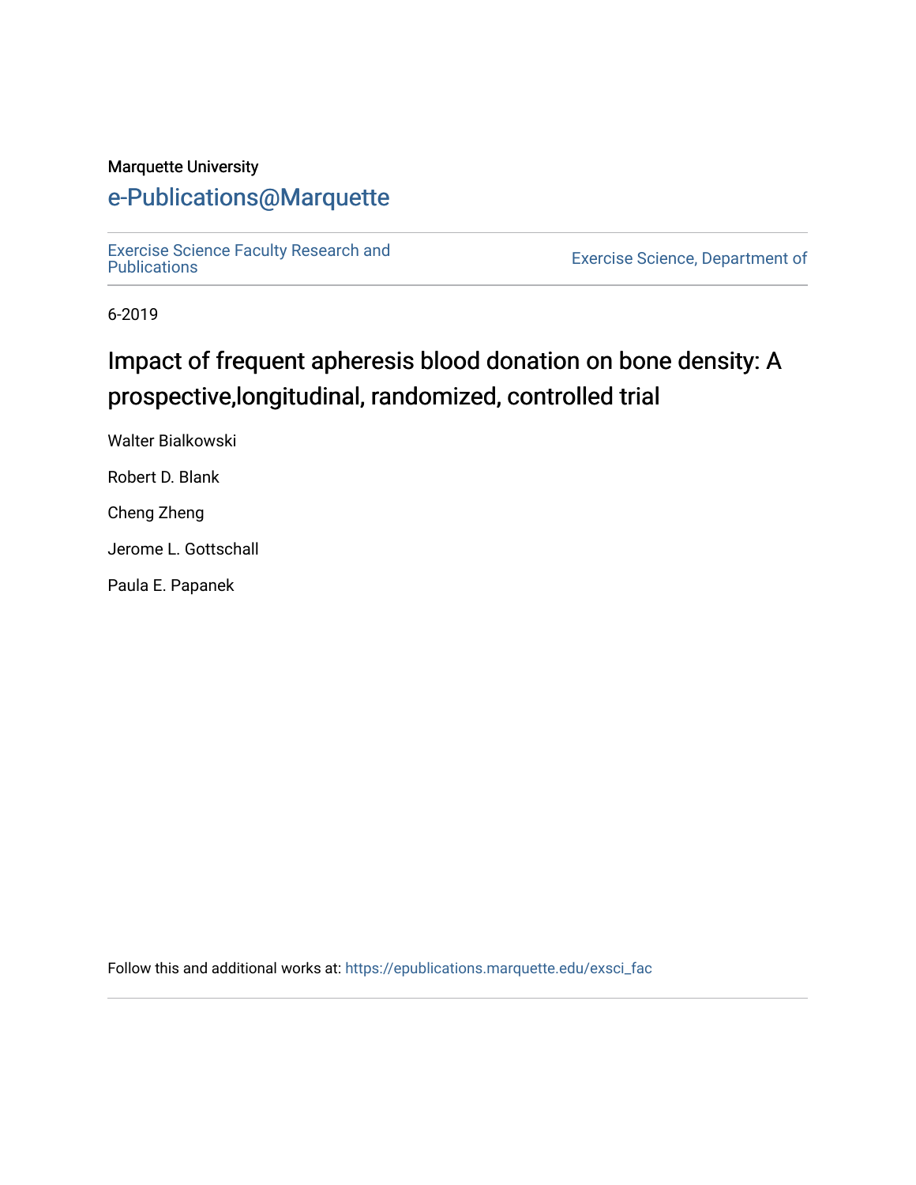Marquette University

# e-Publications@Marquette

Exercise Science Faculty Research and Publications

Exercise Science, Department of

6-2019

## Impact of frequent apheresis blood donation on bone density: A prospective,longitudinal, randomized, controlled trial

Walter Bialkowski

Robert D. Blank

Cheng Zheng

Jerome L. Gottschall

Paula E. Papanek

Follow this and additional works at: https://epublications.marquette.edu/exsci_fac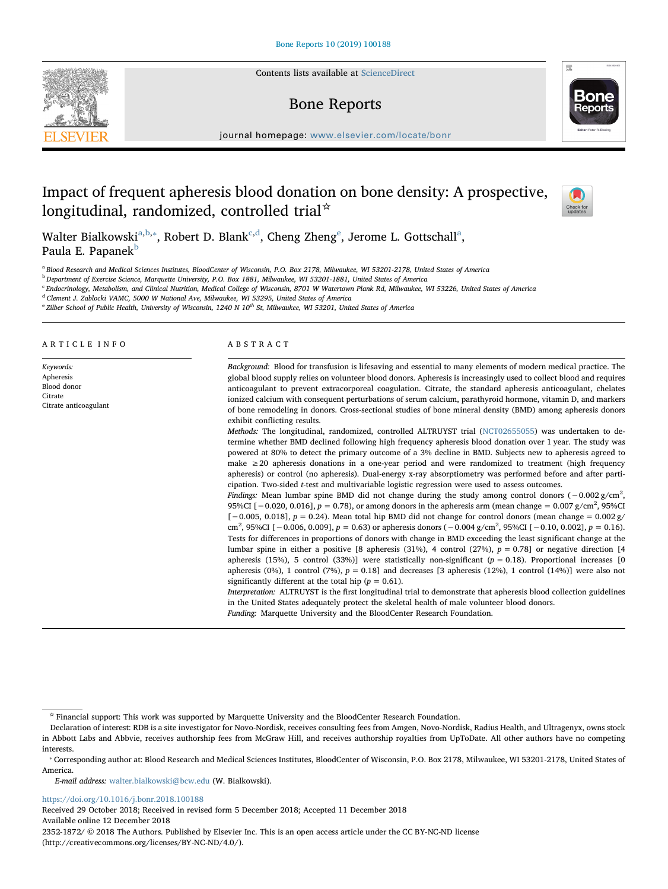# Impact of frequent apheresis blood donation on bone density: A prospective, longitudinal, randomized, controlled trial[☆]

Walter Bialkowski[a,b,*], Robert D. Blank[c,d], Cheng Zheng[e], Jerome L. Gottschall[a], Paula E. Papanek[b]

[a] Blood Research and Medical Sciences Institutes, BloodCenter of Wisconsin, P.O. Box 2178, Milwaukee, WI 53201-2178, United States of America
[b] Department of Exercise Science, Marquette University, P.O. Box 1881, Milwaukee, WI 53201-1881, United States of America
[c] Endocrinology, Metabolism, and Clinical Nutrition, Medical College of Wisconsin, 8701 W Watertown Plank Rd, Milwaukee, WI 53226, United States of America
[d] Clement J. Zablocki VAMC, 5000 W National Ave, Milwaukee, WI 53295, United States of America
[e] Zilber School of Public Health, University of Wisconsin, 1240 N 10th St, Milwaukee, WI 53201, United States of America

## ARTICLE INFO

*Keywords:*
Apheresis
Blood donor
Citrate
Citrate anticoagulant

## ABSTRACT

*Background:* Blood for transfusion is lifesaving and essential to many elements of modern medical practice. The global blood supply relies on volunteer blood donors. Apheresis is increasingly used to collect blood and requires anticoagulant to prevent extracorporeal coagulation. Citrate, the standard apheresis anticoagulant, chelates ionized calcium with consequent perturbations of serum calcium, parathyroid hormone, vitamin D, and markers of bone remodeling in donors. Cross-sectional studies of bone mineral density (BMD) among apheresis donors exhibit conflicting results.

*Methods:* The longitudinal, randomized, controlled ALTRUYST trial (NCT02655055) was undertaken to determine whether BMD declined following high frequency apheresis blood donation over 1 year. The study was powered at 80% to detect the primary outcome of a 3% decline in BMD. Subjects new to apheresis agreed to make ≥20 apheresis donations in a one-year period and were randomized to treatment (high frequency apheresis) or control (no apheresis). Dual-energy x-ray absorptiometry was performed before and after participation. Two-sided *t*-test and multivariable logistic regression were used to assess outcomes.

*Findings:* Mean lumbar spine BMD did not change during the study among control donors ($-0.002\ g/cm^2$, 95%CI [−0.020, 0.016], $p = 0.78$), or among donors in the apheresis arm (mean change = $0.007\ g/cm^2$, 95%CI [−0.005, 0.018], $p = 0.24$). Mean total hip BMD did not change for control donors (mean change = $0.002\ g/cm^2$, 95%CI [−0.006, 0.009], $p = 0.63$) or apheresis donors ($-0.004\ g/cm^2$, 95%CI [−0.10, 0.002], $p = 0.16$). Tests for differences in proportions of donors with change in BMD exceeding the least significant change at the lumbar spine in either a positive [8 apheresis (31%), 4 control (27%), $p = 0.78$] or negative direction [4 apheresis (15%), 5 control (33%)] were statistically non-significant ($p = 0.18$). Proportional increases [0 apheresis (0%), 1 control (7%), $p = 0.18$] and decreases [3 apheresis (12%), 1 control (14%)] were also not significantly different at the total hip ($p = 0.61$).

*Interpretation:* ALTRUYST is the first longitudinal trial to demonstrate that apheresis blood collection guidelines in the United States adequately protect the skeletal health of male volunteer blood donors.

*Funding:* Marquette University and the BloodCenter Research Foundation.

---

☆ Financial support: This work was supported by Marquette University and the BloodCenter Research Foundation.

Declaration of interest: RDB is a site investigator for Novo-Nordisk, receives consulting fees from Amgen, Novo-Nordisk, Radius Health, and Ultragenyx, owns stock in Abbott Labs and Abbvie, receives authorship fees from McGraw Hill, and receives authorship royalties from UpToDate. All other authors have no competing interests.

* Corresponding author at: Blood Research and Medical Sciences Institutes, BloodCenter of Wisconsin, P.O. Box 2178, Milwaukee, WI 53201-2178, United States of America.

*E-mail address:* walter.bialkowski@bcw.edu (W. Bialkowski).

https://doi.org/10.1016/j.bonr.2018.100188
Received 29 October 2018; Received in revised form 5 December 2018; Accepted 11 December 2018
Available online 12 December 2018
2352-1872/ © 2018 The Authors. Published by Elsevier Inc. This is an open access article under the CC BY-NC-ND license (http://creativecommons.org/licenses/BY-NC-ND/4.0/).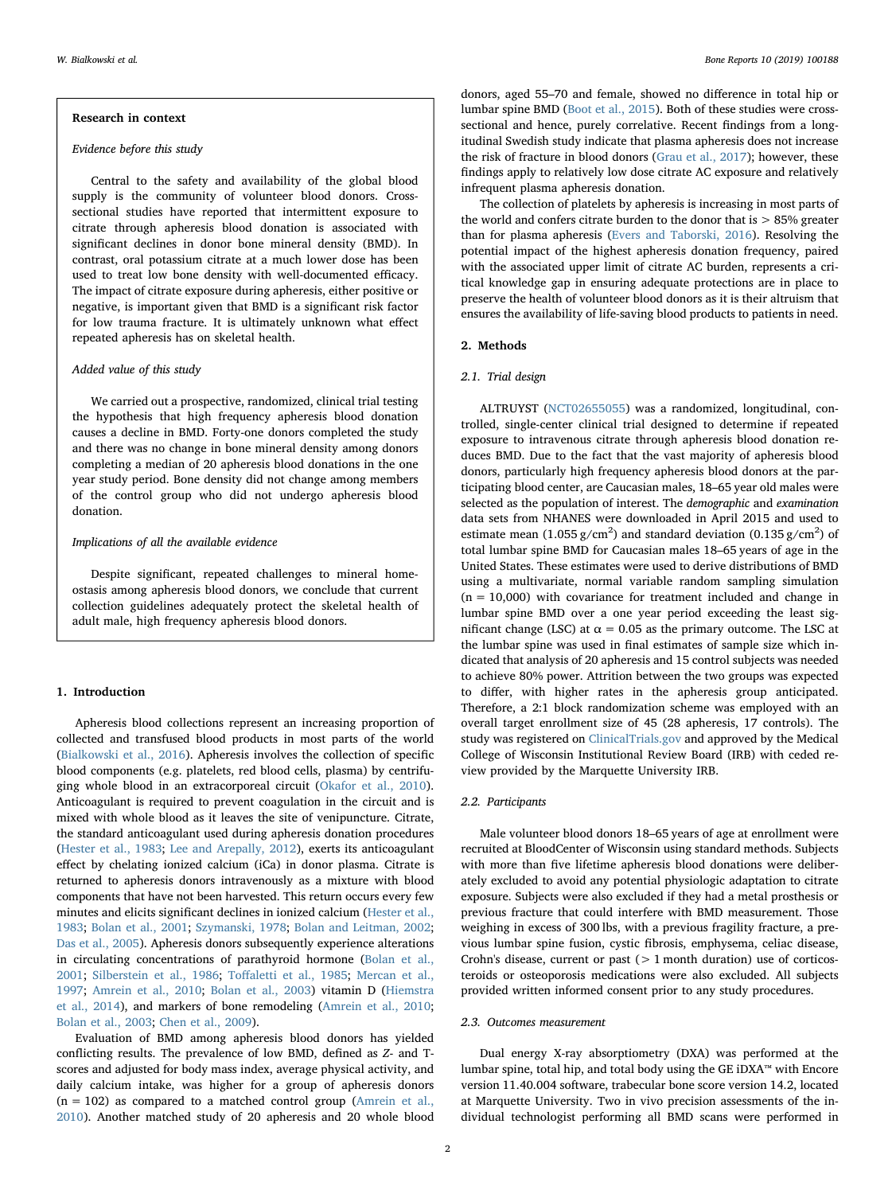**Research in context**

*Evidence before this study*

Central to the safety and availability of the global blood supply is the community of volunteer blood donors. Cross-sectional studies have reported that intermittent exposure to citrate through apheresis blood donation is associated with significant declines in donor bone mineral density (BMD). In contrast, oral potassium citrate at a much lower dose has been used to treat low bone density with well-documented efficacy. The impact of citrate exposure during apheresis, either positive or negative, is important given that BMD is a significant risk factor for low trauma fracture. It is ultimately unknown what effect repeated apheresis has on skeletal health.

*Added value of this study*

We carried out a prospective, randomized, clinical trial testing the hypothesis that high frequency apheresis blood donation causes a decline in BMD. Forty-one donors completed the study and there was no change in bone mineral density among donors completing a median of 20 apheresis blood donations in the one year study period. Bone density did not change among members of the control group who did not undergo apheresis blood donation.

*Implications of all the available evidence*

Despite significant, repeated challenges to mineral homeostasis among apheresis blood donors, we conclude that current collection guidelines adequately protect the skeletal health of adult male, high frequency apheresis blood donors.

## 1. Introduction

Apheresis blood collections represent an increasing proportion of collected and transfused blood products in most parts of the world (Bialkowski et al., 2016). Apheresis involves the collection of specific blood components (e.g. platelets, red blood cells, plasma) by centrifuging whole blood in an extracorporeal circuit (Okafor et al., 2010). Anticoagulant is required to prevent coagulation in the circuit and is mixed with whole blood as it leaves the site of venipuncture. Citrate, the standard anticoagulant used during apheresis donation procedures (Hester et al., 1983; Lee and Arepally, 2012), exerts its anticoagulant effect by chelating ionized calcium (iCa) in donor plasma. Citrate is returned to apheresis donors intravenously as a mixture with blood components that have not been harvested. This return occurs every few minutes and elicits significant declines in ionized calcium (Hester et al., 1983; Bolan et al., 2001; Szymanski, 1978; Bolan and Leitman, 2002; Das et al., 2005). Apheresis donors subsequently experience alterations in circulating concentrations of parathyroid hormone (Bolan et al., 2001; Silberstein et al., 1986; Toffaletti et al., 1985; Mercan et al., 1997; Amrein et al., 2010; Bolan et al., 2003) vitamin D (Hiemstra et al., 2014), and markers of bone remodeling (Amrein et al., 2010; Bolan et al., 2003; Chen et al., 2009).

Evaluation of BMD among apheresis blood donors has yielded conflicting results. The prevalence of low BMD, defined as Z- and T-scores and adjusted for body mass index, average physical activity, and daily calcium intake, was higher for a group of apheresis donors (n = 102) as compared to a matched control group (Amrein et al., 2010). Another matched study of 20 apheresis and 20 whole blood donors, aged 55–70 and female, showed no difference in total hip or lumbar spine BMD (Boot et al., 2015). Both of these studies were cross-sectional and hence, purely correlative. Recent findings from a longitudinal Swedish study indicate that plasma apheresis does not increase the risk of fracture in blood donors (Grau et al., 2017); however, these findings apply to relatively low dose citrate AC exposure and relatively infrequent plasma apheresis donation.

The collection of platelets by apheresis is increasing in most parts of the world and confers citrate burden to the donor that is > 85% greater than for plasma apheresis (Evers and Taborski, 2016). Resolving the potential impact of the highest apheresis donation frequency, paired with the associated upper limit of citrate AC burden, represents a critical knowledge gap in ensuring adequate protections are in place to preserve the health of volunteer blood donors as it is their altruism that ensures the availability of life-saving blood products to patients in need.

## 2. Methods

### 2.1. Trial design

ALTRUYST (NCT02655055) was a randomized, longitudinal, controlled, single-center clinical trial designed to determine if repeated exposure to intravenous citrate through apheresis blood donation reduces BMD. Due to the fact that the vast majority of apheresis blood donors, particularly high frequency apheresis blood donors at the participating blood center, are Caucasian males, 18–65 year old males were selected as the population of interest. The *demographic* and *examination* data sets from NHANES were downloaded in April 2015 and used to estimate mean (1.055 g/cm$^2$) and standard deviation (0.135 g/cm$^2$) of total lumbar spine BMD for Caucasian males 18–65 years of age in the United States. These estimates were used to derive distributions of BMD using a multivariate, normal variable random sampling simulation (n = 10,000) with covariance for treatment included and change in lumbar spine BMD over a one year period exceeding the least significant change (LSC) at $\alpha = 0.05$ as the primary outcome. The LSC at the lumbar spine was used in final estimates of sample size which indicated that analysis of 20 apheresis and 15 control subjects was needed to achieve 80% power. Attrition between the two groups was expected to differ, with higher rates in the apheresis group anticipated. Therefore, a 2:1 block randomization scheme was employed with an overall target enrollment size of 45 (28 apheresis, 17 controls). The study was registered on ClinicalTrials.gov and approved by the Medical College of Wisconsin Institutional Review Board (IRB) with ceded review provided by the Marquette University IRB.

### 2.2. Participants

Male volunteer blood donors 18–65 years of age at enrollment were recruited at BloodCenter of Wisconsin using standard methods. Subjects with more than five lifetime apheresis blood donations were deliberately excluded to avoid any potential physiologic adaptation to citrate exposure. Subjects were also excluded if they had a metal prosthesis or previous fracture that could interfere with BMD measurement. Those weighing in excess of 300 lbs, with a previous fragility fracture, a previous lumbar spine fusion, cystic fibrosis, emphysema, celiac disease, Crohn's disease, current or past (> 1 month duration) use of corticosteroids or osteoporosis medications were also excluded. All subjects provided written informed consent prior to any study procedures.

### 2.3. Outcomes measurement

Dual energy X-ray absorptiometry (DXA) was performed at the lumbar spine, total hip, and total body using the GE iDXA™ with Encore version 11.40.004 software, trabecular bone score version 14.2, located at Marquette University. Two in vivo precision assessments of the individual technologist performing all BMD scans were performed in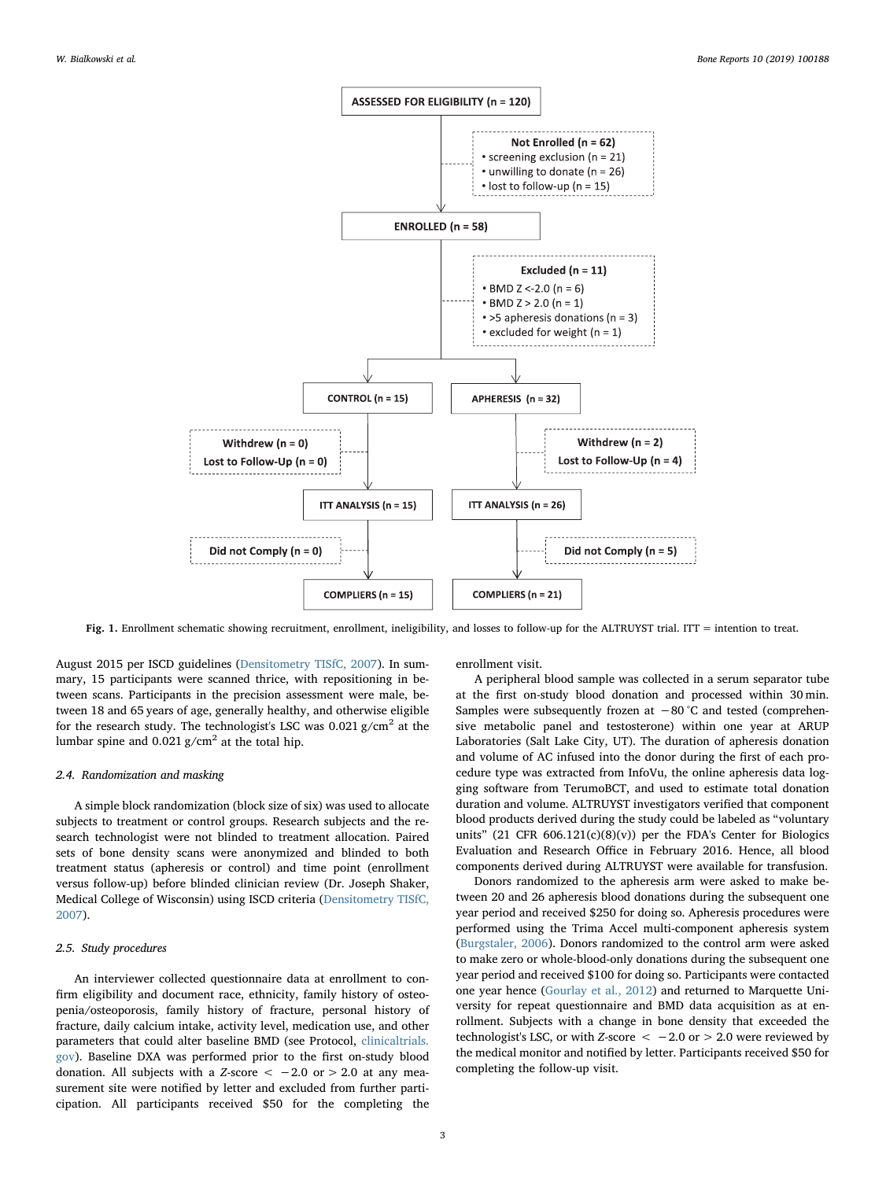ASSESSED FOR ELIGIBILITY (n = 120)

Not Enrolled (n = 62)
- screening exclusion (n = 21)
- unwilling to donate (n = 26)
- lost to follow-up (n = 15)

ENROLLED (n = 58)

Excluded (n = 11)
- BMD Z <-2.0 (n = 6)
- BMD Z > 2.0 (n = 1)
- >5 apheresis donations (n = 3)
- excluded for weight (n = 1)

CONTROL (n = 15) | APHERESIS (n = 32)

Withdrew (n = 0), Lost to Follow-Up (n = 0) | Withdrew (n = 2), Lost to Follow-Up (n = 4)

ITT ANALYSIS (n = 15) | ITT ANALYSIS (n = 26)

Did not Comply (n = 0) | Did not Comply (n = 5)

COMPLIERS (n = 15) | COMPLIERS (n = 21)

Fig. 1. Enrollment schematic showing recruitment, enrollment, ineligibility, and losses to follow-up for the ALTRUYST trial. ITT = intention to treat.

August 2015 per ISCD guidelines (Densitometry TISfC, 2007). In summary, 15 participants were scanned thrice, with repositioning in between scans. Participants in the precision assessment were male, between 18 and 65 years of age, generally healthy, and otherwise eligible for the research study. The technologist's LSC was 0.021 g/cm$^2$ at the lumbar spine and 0.021 g/cm$^2$ at the total hip.

### 2.4. Randomization and masking

A simple block randomization (block size of six) was used to allocate subjects to treatment or control groups. Research subjects and the research technologist were not blinded to treatment allocation. Paired sets of bone density scans were anonymized and blinded to both treatment status (apheresis or control) and time point (enrollment versus follow-up) before blinded clinician review (Dr. Joseph Shaker, Medical College of Wisconsin) using ISCD criteria (Densitometry TISfC, 2007).

### 2.5. Study procedures

An interviewer collected questionnaire data at enrollment to confirm eligibility and document race, ethnicity, family history of osteopenia/osteoporosis, family history of fracture, personal history of fracture, daily calcium intake, activity level, medication use, and other parameters that could alter baseline BMD (see Protocol, clinicaltrials.gov). Baseline DXA was performed prior to the first on-study blood donation. All subjects with a *Z*-score < −2.0 or > 2.0 at any measurement site were notified by letter and excluded from further participation. All participants received $50 for the completing the enrollment visit.

A peripheral blood sample was collected in a serum separator tube at the first on-study blood donation and processed within 30 min. Samples were subsequently frozen at −80 °C and tested (comprehensive metabolic panel and testosterone) within one year at ARUP Laboratories (Salt Lake City, UT). The duration of apheresis donation and volume of AC infused into the donor during the first of each procedure type was extracted from InfoVu, the online apheresis data logging software from TerumoBCT, and used to estimate total donation duration and volume. ALTRUYST investigators verified that component blood products derived during the study could be labeled as "voluntary units" (21 CFR 606.121(c)(8)(v)) per the FDA's Center for Biologics Evaluation and Research Office in February 2016. Hence, all blood components derived during ALTRUYST were available for transfusion.

Donors randomized to the apheresis arm were asked to make between 20 and 26 apheresis blood donations during the subsequent one year period and received $250 for doing so. Apheresis procedures were performed using the Trima Accel multi-component apheresis system (Burgstaler, 2006). Donors randomized to the control arm were asked to make zero or whole-blood-only donations during the subsequent one year period and received $100 for doing so. Participants were contacted one year hence (Gourlay et al., 2012) and returned to Marquette University for repeat questionnaire and BMD data acquisition as at enrollment. Subjects with a change in bone density that exceeded the technologist's LSC, or with *Z*-score < −2.0 or > 2.0 were reviewed by the medical monitor and notified by letter. Participants received $50 for completing the follow-up visit.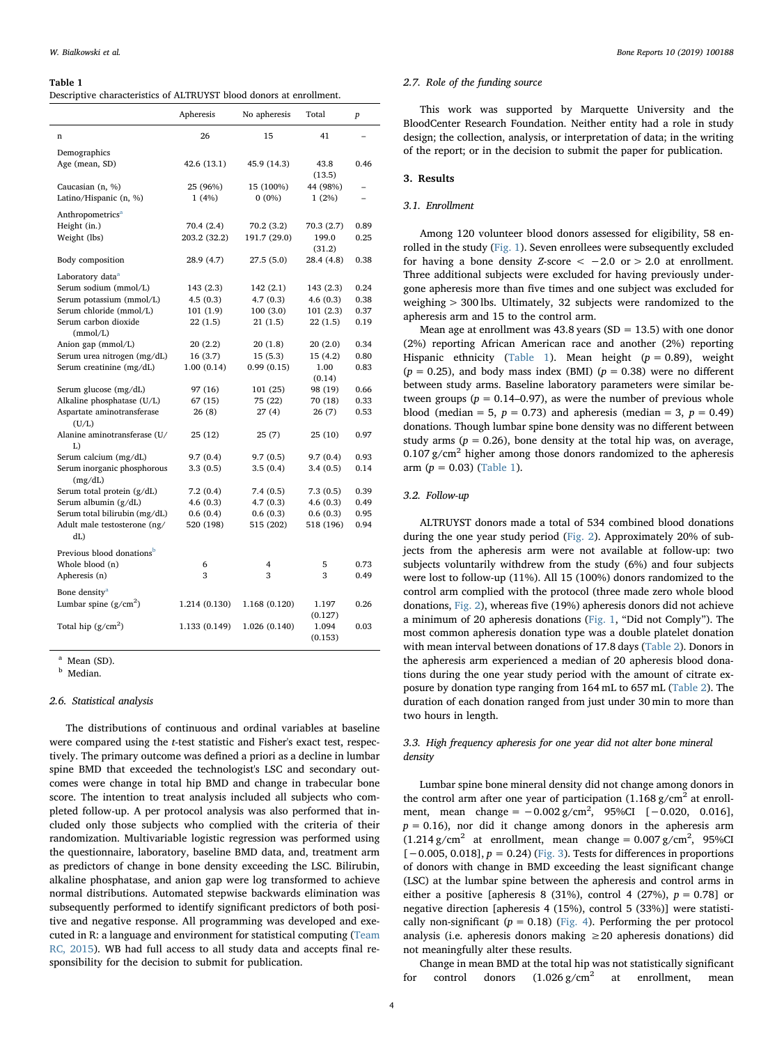**Table 1**
Descriptive characteristics of ALTRUYST blood donors at enrollment.

| | Apheresis | No apheresis | Total | p |
|---|---|---|---|---|
| n | 26 | 15 | 41 | – |
| Demographics | | | | |
| Age (mean, SD) | 42.6 (13.1) | 45.9 (14.3) | 43.8 (13.5) | 0.46 |
| Caucasian (n, %) | 25 (96%) | 15 (100%) | 44 (98%) | – |
| Latino/Hispanic (n, %) | 1 (4%) | 0 (0%) | 1 (2%) | – |
| Anthropometrics[a] | | | | |
| Height (in.) | 70.4 (2.4) | 70.2 (3.2) | 70.3 (2.7) | 0.89 |
| Weight (lbs) | 203.2 (32.2) | 191.7 (29.0) | 199.0 (31.2) | 0.25 |
| Body composition | 28.9 (4.7) | 27.5 (5.0) | 28.4 (4.8) | 0.38 |
| Laboratory data[a] | | | | |
| Serum sodium (mmol/L) | 143 (2.3) | 142 (2.1) | 143 (2.3) | 0.24 |
| Serum potassium (mmol/L) | 4.5 (0.3) | 4.7 (0.3) | 4.6 (0.3) | 0.38 |
| Serum chloride (mmol/L) | 101 (1.9) | 100 (3.0) | 101 (2.3) | 0.37 |
| Serum carbon dioxide (mmol/L) | 22 (1.5) | 21 (1.5) | 22 (1.5) | 0.19 |
| Anion gap (mmol/L) | 20 (2.2) | 20 (1.8) | 20 (2.0) | 0.34 |
| Serum urea nitrogen (mg/dL) | 16 (3.7) | 15 (5.3) | 15 (4.2) | 0.80 |
| Serum creatinine (mg/dL) | 1.00 (0.14) | 0.99 (0.15) | 1.00 (0.14) | 0.83 |
| Serum glucose (mg/dL) | 97 (16) | 101 (25) | 98 (19) | 0.66 |
| Alkaline phosphatase (U/L) | 67 (15) | 75 (22) | 70 (18) | 0.33 |
| Aspartate aminotransferase (U/L) | 26 (8) | 27 (4) | 26 (7) | 0.53 |
| Alanine aminotransferase (U/L) | 25 (12) | 25 (7) | 25 (10) | 0.97 |
| Serum calcium (mg/dL) | 9.7 (0.4) | 9.7 (0.5) | 9.7 (0.4) | 0.93 |
| Serum inorganic phosphorous (mg/dL) | 3.3 (0.5) | 3.5 (0.4) | 3.4 (0.5) | 0.14 |
| Serum total protein (g/dL) | 7.2 (0.4) | 7.4 (0.5) | 7.3 (0.5) | 0.39 |
| Serum albumin (g/dL) | 4.6 (0.3) | 4.7 (0.3) | 4.6 (0.3) | 0.49 |
| Serum total bilirubin (mg/dL) | 0.6 (0.4) | 0.6 (0.3) | 0.6 (0.3) | 0.95 |
| Adult male testosterone (ng/dL) | 520 (198) | 515 (202) | 518 (196) | 0.94 |
| Previous blood donations[b] | | | | |
| Whole blood (n) | 6 | 4 | 5 | 0.73 |
| Apheresis (n) | 3 | 3 | 3 | 0.49 |
| Bone density[a] | | | | |
| Lumbar spine (g/cm$^2$) | 1.214 (0.130) | 1.168 (0.120) | 1.197 (0.127) | 0.26 |
| Total hip (g/cm$^2$) | 1.133 (0.149) | 1.026 (0.140) | 1.094 (0.153) | 0.03 |

[a] Mean (SD).
[b] Median.

### 2.6. Statistical analysis

The distributions of continuous and ordinal variables at baseline were compared using the t-test statistic and Fisher's exact test, respectively. The primary outcome was defined a priori as a decline in lumbar spine BMD that exceeded the technologist's LSC and secondary outcomes were change in total hip BMD and change in trabecular bone score. The intention to treat analysis included all subjects who completed follow-up. A per protocol analysis was also performed that included only those subjects who complied with the criteria of their randomization. Multivariable logistic regression was performed using the questionnaire, laboratory, baseline BMD data, and, treatment arm as predictors of change in bone density exceeding the LSC. Bilirubin, alkaline phosphatase, and anion gap were log transformed to achieve normal distributions. Automated stepwise backwards elimination was subsequently performed to identify significant predictors of both positive and negative response. All programming was developed and executed in R: a language and environment for statistical computing (Team RC, 2015). WB had full access to all study data and accepts final responsibility for the decision to submit for publication.

### 2.7. Role of the funding source

This work was supported by Marquette University and the BloodCenter Research Foundation. Neither entity had a role in study design; the collection, analysis, or interpretation of data; in the writing of the report; or in the decision to submit the paper for publication.

## 3. Results

### 3.1. Enrollment

Among 120 volunteer blood donors assessed for eligibility, 58 enrolled in the study (Fig. 1). Seven enrollees were subsequently excluded for having a bone density Z-score < −2.0 or > 2.0 at enrollment. Three additional subjects were excluded for having previously undergone apheresis more than five times and one subject was excluded for weighing > 300 lbs. Ultimately, 32 subjects were randomized to the apheresis arm and 15 to the control arm.

Mean age at enrollment was 43.8 years (SD = 13.5) with one donor (2%) reporting African American race and another (2%) reporting Hispanic ethnicity (Table 1). Mean height ($p = 0.89$), weight ($p = 0.25$), and body mass index (BMI) ($p = 0.38$) were no different between study arms. Baseline laboratory parameters were similar between groups ($p = 0.14$–$0.97$), as were the number of previous whole blood (median = 5, $p = 0.73$) and apheresis (median = 3, $p = 0.49$) donations. Though lumbar spine bone density was no different between study arms ($p = 0.26$), bone density at the total hip was, on average, 0.107 g/cm$^2$ higher among those donors randomized to the apheresis arm ($p = 0.03$) (Table 1).

### 3.2. Follow-up

ALTRUYST donors made a total of 534 combined blood donations during the one year study period (Fig. 2). Approximately 20% of subjects from the apheresis arm were not available at follow-up: two subjects voluntarily withdrew from the study (6%) and four subjects were lost to follow-up (11%). All 15 (100%) donors randomized to the control arm complied with the protocol (three made zero whole blood donations, Fig. 2), whereas five (19%) apheresis donors did not achieve a minimum of 20 apheresis donations (Fig. 1, "Did not Comply"). The most common apheresis donation type was a double platelet donation with mean interval between donations of 17.8 days (Table 2). Donors in the apheresis arm experienced a median of 20 apheresis blood donations during the one year study period with the amount of citrate exposure by donation type ranging from 164 mL to 657 mL (Table 2). The duration of each donation ranged from just under 30 min to more than two hours in length.

### 3.3. High frequency apheresis for one year did not alter bone mineral density

Lumbar spine bone mineral density did not change among donors in the control arm after one year of participation (1.168 g/cm$^2$ at enrollment, mean change = −0.002 g/cm$^2$, 95%CI [−0.020, 0.016], $p = 0.16$), nor did it change among donors in the apheresis arm (1.214 g/cm$^2$ at enrollment, mean change = 0.007 g/cm$^2$, 95%CI [−0.005, 0.018], $p = 0.24$) (Fig. 3). Tests for differences in proportions of donors with change in BMD exceeding the least significant change (LSC) at the lumbar spine between the apheresis and control arms in either a positive [apheresis 8 (31%), control 4 (27%), $p = 0.78$] or negative direction [apheresis 4 (15%), control 5 (33%)] were statistically non-significant ($p = 0.18$) (Fig. 4). Performing the per protocol analysis (i.e. apheresis donors making ≥20 apheresis donations) did not meaningfully alter these results.

Change in mean BMD at the total hip was not statistically significant for control donors (1.026 g/cm$^2$ at enrollment, mean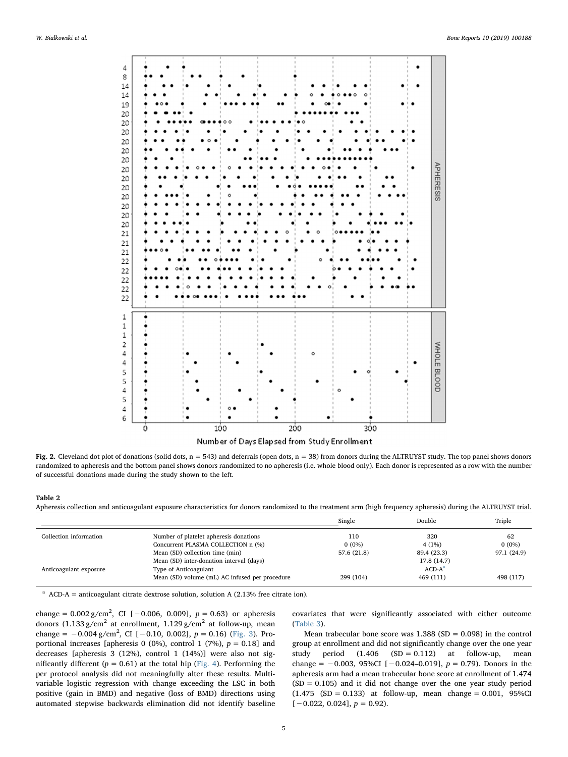Fig. 2. Cleveland dot plot of donations (solid dots, n = 543) and deferrals (open dots, n = 38) from donors during the ALTRUYST study. The top panel shows donors randomized to apheresis and the bottom panel shows donors randomized to no apheresis (i.e. whole blood only). Each donor is represented as a row with the number of successful donations made during the study shown to the left.

**Table 2**
Apheresis collection and anticoagulant exposure characteristics for donors randomized to the treatment arm (high frequency apheresis) during the ALTRUYST trial.

| | | Single | Double | Triple |
|---|---|---|---|---|
| Collection information | Number of platelet apheresis donations | 110 | 320 | 62 |
| | Concurrent PLASMA COLLECTION n (%) | 0 (0%) | 4 (1%) | 0 (0%) |
| | Mean (SD) collection time (min) | 57.6 (21.8) | 89.4 (23.3) | 97.1 (24.9) |
| | Mean (SD) inter-donation interval (days) | | 17.8 (14.7) | |
| Anticoagulant exposure | Type of Anticoagulant | | ACD-A[a] | |
| | Mean (SD) volume (mL) AC infused per procedure | 299 (104) | 469 (111) | 498 (117) |

[a] ACD-A = anticoagulant citrate dextrose solution, solution A (2.13% free citrate ion).

change = 0.002 g/cm$^2$, CI [−0.006, 0.009], $p = 0.63$) or apheresis donors (1.133 g/cm$^2$ at enrollment, 1.129 g/cm$^2$ at follow-up, mean change = −0.004 g/cm$^2$, CI [−0.10, 0.002], $p = 0.16$) (Fig. 3). Proportional increases [apheresis 0 (0%), control 1 (7%), $p = 0.18$] and decreases [apheresis 3 (12%), control 1 (14%)] were also not significantly different ($p = 0.61$) at the total hip (Fig. 4). Performing the per protocol analysis did not meaningfully alter these results. Multivariable logistic regression with change exceeding the LSC in both positive (gain in BMD) and negative (loss of BMD) directions using automated stepwise backwards elimination did not identify baseline covariates that were significantly associated with either outcome (Table 3).

Mean trabecular bone score was 1.388 (SD = 0.098) in the control group at enrollment and did not significantly change over the one year study period (1.406 (SD = 0.112) at follow-up, mean change = −0.003, 95%CI [−0.024–0.019], $p = 0.79$). Donors in the apheresis arm had a mean trabecular bone score at enrollment of 1.474 (SD = 0.105) and it did not change over the one year study period (1.475 (SD = 0.133) at follow-up, mean change = 0.001, 95%CI [−0.022, 0.024], $p = 0.92$).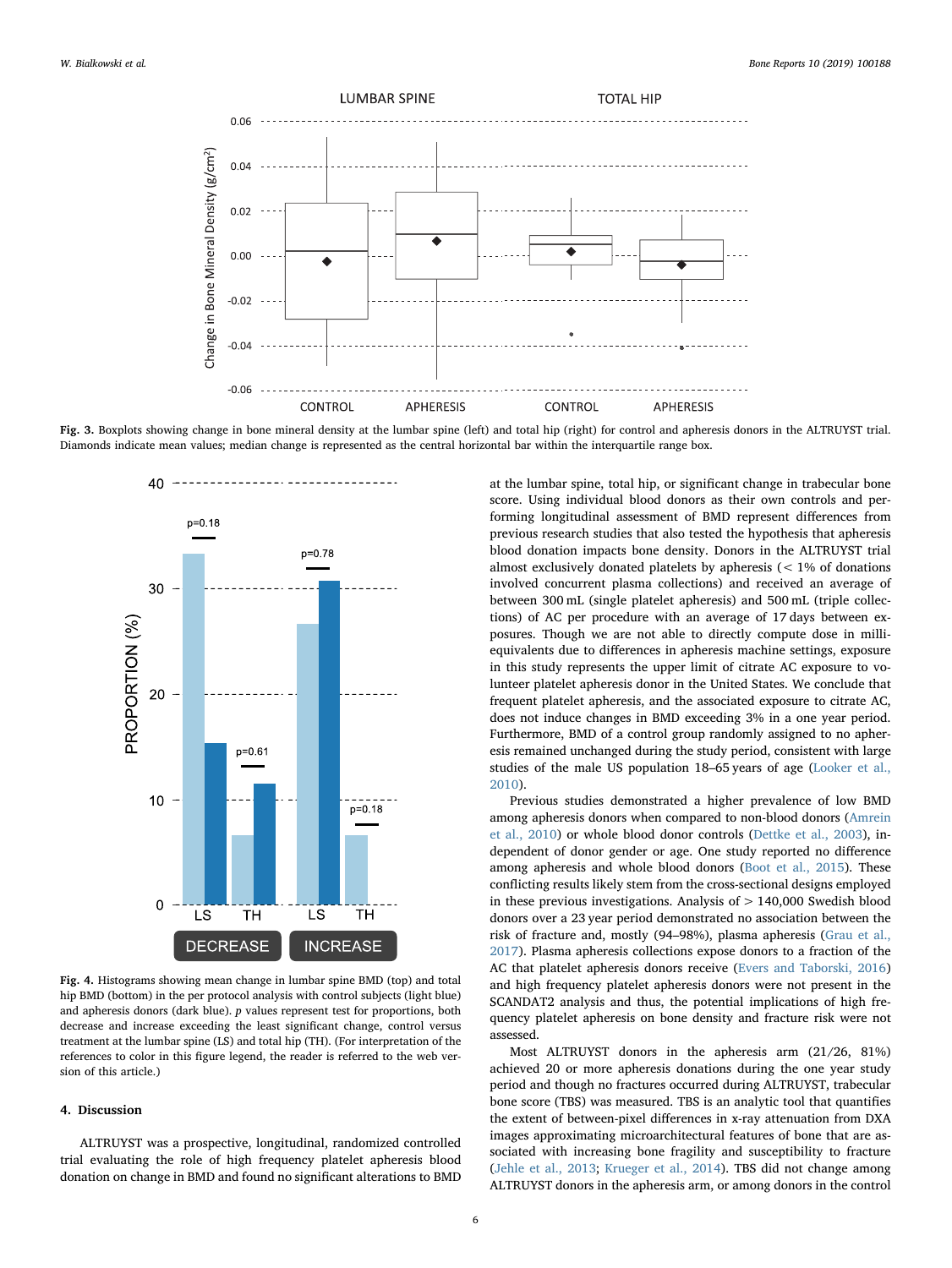Fig. 3. Boxplots showing change in bone mineral density at the lumbar spine (left) and total hip (right) for control and apheresis donors in the ALTRUYST trial. Diamonds indicate mean values; median change is represented as the central horizontal bar within the interquartile range box.

Fig. 4. Histograms showing mean change in lumbar spine BMD (top) and total hip BMD (bottom) in the per protocol analysis with control subjects (light blue) and apheresis donors (dark blue). *p* values represent test for proportions, both decrease and increase exceeding the least significant change, control versus treatment at the lumbar spine (LS) and total hip (TH). (For interpretation of the references to color in this figure legend, the reader is referred to the web version of this article.)

## 4. Discussion

ALTRUYST was a prospective, longitudinal, randomized controlled trial evaluating the role of high frequency platelet apheresis blood donation on change in BMD and found no significant alterations to BMD at the lumbar spine, total hip, or significant change in trabecular bone score. Using individual blood donors as their own controls and performing longitudinal assessment of BMD represent differences from previous research studies that also tested the hypothesis that apheresis blood donation impacts bone density. Donors in the ALTRUYST trial almost exclusively donated platelets by apheresis (< 1% of donations involved concurrent plasma collections) and received an average of between 300 mL (single platelet apheresis) and 500 mL (triple collections) of AC per procedure with an average of 17 days between exposures. Though we are not able to directly compute dose in milliequivalents due to differences in apheresis machine settings, exposure in this study represents the upper limit of citrate AC exposure to volunteer platelet apheresis donor in the United States. We conclude that frequent platelet apheresis, and the associated exposure to citrate AC, does not induce changes in BMD exceeding 3% in a one year period. Furthermore, BMD of a control group randomly assigned to no apheresis remained unchanged during the study period, consistent with large studies of the male US population 18–65 years of age (Looker et al., 2010).

Previous studies demonstrated a higher prevalence of low BMD among apheresis donors when compared to non-blood donors (Amrein et al., 2010) or whole blood donor controls (Dettke et al., 2003), independent of donor gender or age. One study reported no difference among apheresis and whole blood donors (Boot et al., 2015). These conflicting results likely stem from the cross-sectional designs employed in these previous investigations. Analysis of > 140,000 Swedish blood donors over a 23 year period demonstrated no association between the risk of fracture and, mostly (94–98%), plasma apheresis (Grau et al., 2017). Plasma apheresis collections expose donors to a fraction of the AC that platelet apheresis donors receive (Evers and Taborski, 2016) and high frequency platelet apheresis donors were not present in the SCANDAT2 analysis and thus, the potential implications of high frequency platelet apheresis on bone density and fracture risk were not assessed.

Most ALTRUYST donors in the apheresis arm (21/26, 81%) achieved 20 or more apheresis donations during the one year study period and though no fractures occurred during ALTRUYST, trabecular bone score (TBS) was measured. TBS is an analytic tool that quantifies the extent of between-pixel differences in x-ray attenuation from DXA images approximating microarchitectural features of bone that are associated with increasing bone fragility and susceptibility to fracture (Jehle et al., 2013; Krueger et al., 2014). TBS did not change among ALTRUYST donors in the apheresis arm, or among donors in the control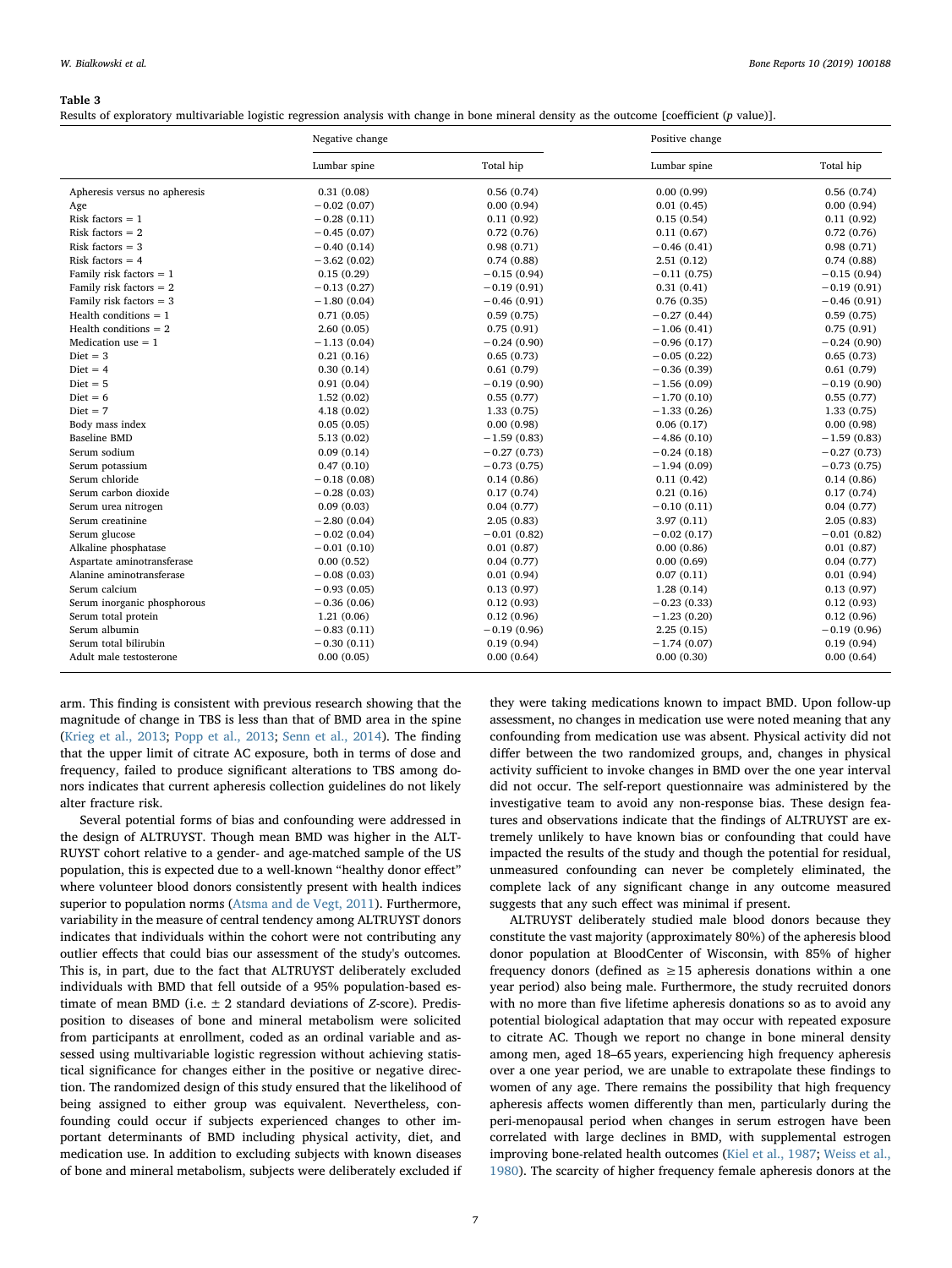**Table 3**

Results of exploratory multivariable logistic regression analysis with change in bone mineral density as the outcome [coefficient (*p* value)].

| | Negative change | | Positive change | |
|---|---|---|---|---|
| | Lumbar spine | Total hip | Lumbar spine | Total hip |
| Apheresis versus no apheresis | 0.31 (0.08) | 0.56 (0.74) | 0.00 (0.99) | 0.56 (0.74) |
| Age | −0.02 (0.07) | 0.00 (0.94) | 0.01 (0.45) | 0.00 (0.94) |
| Risk factors = 1 | −0.28 (0.11) | 0.11 (0.92) | 0.15 (0.54) | 0.11 (0.92) |
| Risk factors = 2 | −0.45 (0.07) | 0.72 (0.76) | 0.11 (0.67) | 0.72 (0.76) |
| Risk factors = 3 | −0.40 (0.14) | 0.98 (0.71) | −0.46 (0.41) | 0.98 (0.71) |
| Risk factors = 4 | −3.62 (0.02) | 0.74 (0.88) | 2.51 (0.12) | 0.74 (0.88) |
| Family risk factors = 1 | 0.15 (0.29) | −0.15 (0.94) | −0.11 (0.75) | −0.15 (0.94) |
| Family risk factors = 2 | −0.13 (0.27) | −0.19 (0.91) | 0.31 (0.41) | −0.19 (0.91) |
| Family risk factors = 3 | −1.80 (0.04) | −0.46 (0.91) | 0.76 (0.35) | −0.46 (0.91) |
| Health conditions = 1 | 0.71 (0.05) | 0.59 (0.75) | −0.27 (0.44) | 0.59 (0.75) |
| Health conditions = 2 | 2.60 (0.05) | 0.75 (0.91) | −1.06 (0.41) | 0.75 (0.91) |
| Medication use = 1 | −1.13 (0.04) | −0.24 (0.90) | −0.96 (0.17) | −0.24 (0.90) |
| Diet = 3 | 0.21 (0.16) | 0.65 (0.73) | −0.05 (0.22) | 0.65 (0.73) |
| Diet = 4 | 0.30 (0.14) | 0.61 (0.79) | −0.36 (0.39) | 0.61 (0.79) |
| Diet = 5 | 0.91 (0.04) | −0.19 (0.90) | −1.56 (0.09) | −0.19 (0.90) |
| Diet = 6 | 1.52 (0.02) | 0.55 (0.77) | −1.70 (0.10) | 0.55 (0.77) |
| Diet = 7 | 4.18 (0.02) | 1.33 (0.75) | −1.33 (0.26) | 1.33 (0.75) |
| Body mass index | 0.05 (0.05) | 0.00 (0.98) | 0.06 (0.17) | 0.00 (0.98) |
| Baseline BMD | 5.13 (0.02) | −1.59 (0.83) | −4.86 (0.10) | −1.59 (0.83) |
| Serum sodium | 0.09 (0.14) | −0.27 (0.73) | −0.24 (0.18) | −0.27 (0.73) |
| Serum potassium | 0.47 (0.10) | −0.73 (0.75) | −1.94 (0.09) | −0.73 (0.75) |
| Serum chloride | −0.18 (0.08) | 0.14 (0.86) | 0.11 (0.42) | 0.14 (0.86) |
| Serum carbon dioxide | −0.28 (0.03) | 0.17 (0.74) | 0.21 (0.16) | 0.17 (0.74) |
| Serum urea nitrogen | 0.09 (0.03) | 0.04 (0.77) | −0.10 (0.11) | 0.04 (0.77) |
| Serum creatinine | −2.80 (0.04) | 2.05 (0.83) | 3.97 (0.11) | 2.05 (0.83) |
| Serum glucose | −0.02 (0.04) | −0.01 (0.82) | −0.02 (0.17) | −0.01 (0.82) |
| Alkaline phosphatase | −0.01 (0.10) | 0.01 (0.87) | 0.00 (0.86) | 0.01 (0.87) |
| Aspartate aminotransferase | 0.00 (0.52) | 0.04 (0.77) | 0.00 (0.69) | 0.04 (0.77) |
| Alanine aminotransferase | −0.08 (0.03) | 0.01 (0.94) | 0.07 (0.11) | 0.01 (0.94) |
| Serum calcium | −0.93 (0.05) | 0.13 (0.97) | 1.28 (0.14) | 0.13 (0.97) |
| Serum inorganic phosphorous | −0.36 (0.06) | 0.12 (0.93) | −0.23 (0.33) | 0.12 (0.93) |
| Serum total protein | 1.21 (0.06) | 0.12 (0.96) | −1.23 (0.20) | 0.12 (0.96) |
| Serum albumin | −0.83 (0.11) | −0.19 (0.96) | 2.25 (0.15) | −0.19 (0.96) |
| Serum total bilirubin | −0.30 (0.11) | 0.19 (0.94) | −1.74 (0.07) | 0.19 (0.94) |
| Adult male testosterone | 0.00 (0.05) | 0.00 (0.64) | 0.00 (0.30) | 0.00 (0.64) |

arm. This finding is consistent with previous research showing that the magnitude of change in TBS is less than that of BMD area in the spine (Krieg et al., 2013; Popp et al., 2013; Senn et al., 2014). The finding that the upper limit of citrate AC exposure, both in terms of dose and frequency, failed to produce significant alterations to TBS among donors indicates that current apheresis collection guidelines do not likely alter fracture risk.

Several potential forms of bias and confounding were addressed in the design of ALTRUYST. Though mean BMD was higher in the ALTRUYST cohort relative to a gender- and age-matched sample of the US population, this is expected due to a well-known "healthy donor effect" where volunteer blood donors consistently present with health indices superior to population norms (Atsma and de Vegt, 2011). Furthermore, variability in the measure of central tendency among ALTRUYST donors indicates that individuals within the cohort were not contributing any outlier effects that could bias our assessment of the study's outcomes. This is, in part, due to the fact that ALTRUYST deliberately excluded individuals with BMD that fell outside of a 95% population-based estimate of mean BMD (i.e. ± 2 standard deviations of *Z*-score). Predisposition to diseases of bone and mineral metabolism were solicited from participants at enrollment, coded as an ordinal variable and assessed using multivariable logistic regression without achieving statistical significance for changes either in the positive or negative direction. The randomized design of this study ensured that the likelihood of being assigned to either group was equivalent. Nevertheless, confounding could occur if subjects experienced changes to other important determinants of BMD including physical activity, diet, and medication use. In addition to excluding subjects with known diseases of bone and mineral metabolism, subjects were deliberately excluded if they were taking medications known to impact BMD. Upon follow-up assessment, no changes in medication use were noted meaning that any confounding from medication use was absent. Physical activity did not differ between the two randomized groups, and, changes in physical activity sufficient to invoke changes in BMD over the one year interval did not occur. The self-report questionnaire was administered by the investigative team to avoid any non-response bias. These design features and observations indicate that the findings of ALTRUYST are extremely unlikely to have known bias or confounding that could have impacted the results of the study and though the potential for residual, unmeasured confounding can never be completely eliminated, the complete lack of any significant change in any outcome measured suggests that any such effect was minimal if present.

ALTRUYST deliberately studied male blood donors because they constitute the vast majority (approximately 80%) of the apheresis blood donor population at BloodCenter of Wisconsin, with 85% of higher frequency donors (defined as ≥15 apheresis donations within a one year period) also being male. Furthermore, the study recruited donors with no more than five lifetime apheresis donations so as to avoid any potential biological adaptation that may occur with repeated exposure to citrate AC. Though we report no change in bone mineral density among men, aged 18–65 years, experiencing high frequency apheresis over a one year period, we are unable to extrapolate these findings to women of any age. There remains the possibility that high frequency apheresis affects women differently than men, particularly during the peri-menopausal period when changes in serum estrogen have been correlated with large declines in BMD, with supplemental estrogen improving bone-related health outcomes (Kiel et al., 1987; Weiss et al., 1980). The scarcity of higher frequency female apheresis donors at the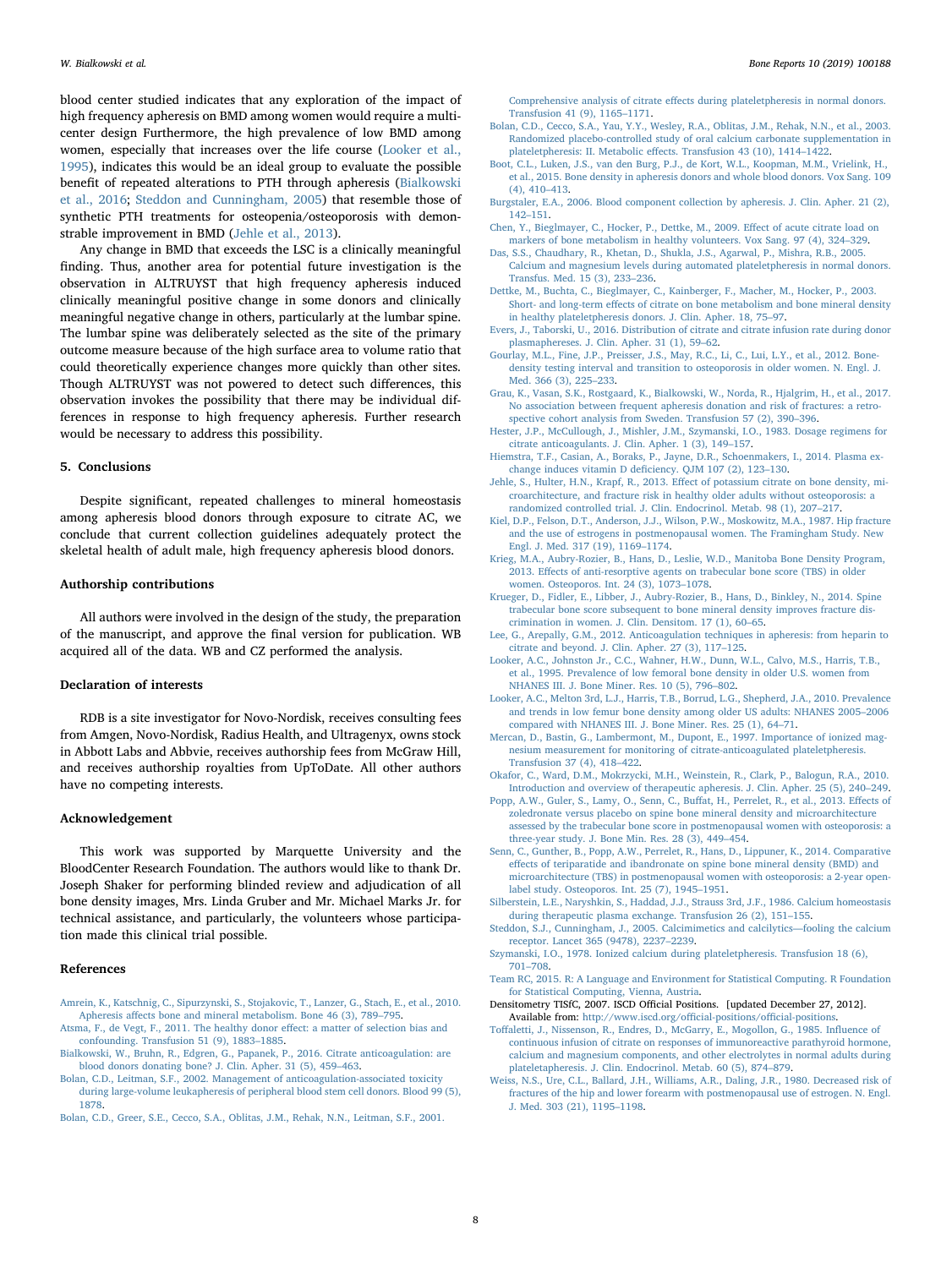blood center studied indicates that any exploration of the impact of high frequency apheresis on BMD among women would require a multi-center design Furthermore, the high prevalence of low BMD among women, especially that increases over the life course (Looker et al., 1995), indicates this would be an ideal group to evaluate the possible benefit of repeated alterations to PTH through apheresis (Bialkowski et al., 2016; Steddon and Cunningham, 2005) that resemble those of synthetic PTH treatments for osteopenia/osteoporosis with demonstrable improvement in BMD (Jehle et al., 2013).

Any change in BMD that exceeds the LSC is a clinically meaningful finding. Thus, another area for potential future investigation is the observation in ALTRUYST that high frequency apheresis induced clinically meaningful positive change in some donors and clinically meaningful negative change in others, particularly at the lumbar spine. The lumbar spine was deliberately selected as the site of the primary outcome measure because of the high surface area to volume ratio that could theoretically experience changes more quickly than other sites. Though ALTRUYST was not powered to detect such differences, this observation invokes the possibility that there may be individual differences in response to high frequency apheresis. Further research would be necessary to address this possibility.

## 5. Conclusions

Despite significant, repeated challenges to mineral homeostasis among apheresis blood donors through exposure to citrate AC, we conclude that current collection guidelines adequately protect the skeletal health of adult male, high frequency apheresis blood donors.

## Authorship contributions

All authors were involved in the design of the study, the preparation of the manuscript, and approve the final version for publication. WB acquired all of the data. WB and CZ performed the analysis.

## Declaration of interests

RDB is a site investigator for Novo-Nordisk, receives consulting fees from Amgen, Novo-Nordisk, Radius Health, and Ultragenyx, owns stock in Abbott Labs and Abbvie, receives authorship fees from McGraw Hill, and receives authorship royalties from UpToDate. All other authors have no competing interests.

## Acknowledgement

This work was supported by Marquette University and the BloodCenter Research Foundation. The authors would like to thank Dr. Joseph Shaker for performing blinded review and adjudication of all bone density images, Mrs. Linda Gruber and Mr. Michael Marks Jr. for technical assistance, and particularly, the volunteers whose participation made this clinical trial possible.

## References

Amrein, K., Katschnig, C., Sipurzynski, S., Stojakovic, T., Lanzer, G., Stach, E., et al., 2010. Apheresis affects bone and mineral metabolism. Bone 46 (3), 789–795.

Atsma, F., de Vegt, F., 2011. The healthy donor effect: a matter of selection bias and confounding. Transfusion 51 (9), 1883–1885.

Bialkowski, W., Bruhn, R., Edgren, G., Papanek, P., 2016. Citrate anticoagulation: are blood donors donating bone? J. Clin. Apher. 31 (5), 459–463.

Bolan, C.D., Leitman, S.F., 2002. Management of anticoagulation-associated toxicity during large-volume leukapheresis of peripheral blood stem cell donors. Blood 99 (5), 1878.

Bolan, C.D., Greer, S.E., Cecco, S.A., Oblitas, J.M., Rehak, N.N., Leitman, S.F., 2001. Comprehensive analysis of citrate effects during plateletpheresis in normal donors. Transfusion 41 (9), 1165–1171.

Bolan, C.D., Cecco, S.A., Yau, Y.Y., Wesley, R.A., Oblitas, J.M., Rehak, N.N., et al., 2003. Randomized placebo-controlled study of oral calcium carbonate supplementation in plateletpheresis: II. Metabolic effects. Transfusion 43 (10), 1414–1422.

Boot, C.L., Luken, J.S., van den Burg, P.J., de Kort, W.L., Koopman, M.M., Vrielink, H., et al., 2015. Bone density in apheresis donors and whole blood donors. Vox Sang. 109 (4), 410–413.

Burgstaler, E.A., 2006. Blood component collection by apheresis. J. Clin. Apher. 21 (2), 142–151.

Chen, Y., Bieglmayer, C., Hocker, P., Dettke, M., 2009. Effect of acute citrate load on markers of bone metabolism in healthy volunteers. Vox Sang. 97 (4), 324–329.

Das, S.S., Chaudhary, R., Khetan, D., Shukla, J.S., Agarwal, P., Mishra, R.B., 2005. Calcium and magnesium levels during automated plateletpheresis in normal donors. Transfus. Med. 15 (3), 233–236.

Dettke, M., Buchta, C., Bieglmayer, C., Kainberger, F., Macher, M., Hocker, P., 2003. Short- and long-term effects of citrate on bone metabolism and bone mineral density in healthy plateletpheresis donors. J. Clin. Apher. 18, 75–97.

Evers, J., Taborski, U., 2016. Distribution of citrate and citrate infusion rate during donor plasmaphereses. J. Clin. Apher. 31 (1), 59–62.

Gourlay, M.L., Fine, J.P., Preisser, J.S., May, R.C., Li, C., Lui, L.Y., et al., 2012. Bone-density testing interval and transition to osteoporosis in older women. N. Engl. J. Med. 366 (3), 225–233.

Grau, K., Vasan, S.K., Rostgaard, K., Bialkowski, W., Norda, R., Hjalgrim, H., et al., 2017. No association between frequent apheresis donation and risk of fractures: a retrospective cohort analysis from Sweden. Transfusion 57 (2), 390–396.

Hester, J.P., McCullough, J., Mishler, J.M., Szymanski, I.O., 1983. Dosage regimens for citrate anticoagulants. J. Clin. Apher. 1 (3), 149–157.

Hiemstra, T.F., Casian, A., Boraks, P., Jayne, D.R., Schoenmakers, I., 2014. Plasma exchange induces vitamin D deficiency. QJM 107 (2), 123–130.

Jehle, S., Hulter, H.N., Krapf, R., 2013. Effect of potassium citrate on bone density, microarchitecture, and fracture risk in healthy older adults without osteoporosis: a randomized controlled trial. J. Clin. Endocrinol. Metab. 98 (1), 207–217.

Kiel, D.P., Felson, D.T., Anderson, J.J., Wilson, P.W., Moskowitz, M.A., 1987. Hip fracture and the use of estrogens in postmenopausal women. The Framingham Study. New Engl. J. Med. 317 (19), 1169–1174.

Krieg, M.A., Aubry-Rozier, B., Hans, D., Leslie, W.D., Manitoba Bone Density Program, 2013. Effects of anti-resorptive agents on trabecular bone score (TBS) in older women. Osteoporos. Int. 24 (3), 1073–1078.

Krueger, D., Fidler, E., Libber, J., Aubry-Rozier, B., Hans, D., Binkley, N., 2014. Spine trabecular bone score subsequent to bone mineral density improves fracture discrimination in women. J. Clin. Densitom. 17 (1), 60–65.

Lee, G., Arepally, G.M., 2012. Anticoagulation techniques in apheresis: from heparin to citrate and beyond. J. Clin. Apher. 27 (3), 117–125.

Looker, A.C., Johnston Jr., C.C., Wahner, H.W., Dunn, W.L., Calvo, M.S., Harris, T.B., et al., 1995. Prevalence of low femoral bone density in older U.S. women from NHANES III. J. Bone Miner. Res. 10 (5), 796–802.

Looker, A.C., Melton 3rd, L.J., Harris, T.B., Borrud, L.G., Shepherd, J.A., 2010. Prevalence and trends in low femur bone density among older US adults: NHANES 2005–2006 compared with NHANES III. J. Bone Miner. Res. 25 (1), 64–71.

Mercan, D., Bastin, G., Lambermont, M., Dupont, E., 1997. Importance of ionized magnesium measurement for monitoring of citrate-anticoagulated plateletpheresis. Transfusion 37 (4), 418–422.

Okafor, C., Ward, D.M., Mokrzycki, M.H., Weinstein, R., Clark, P., Balogun, R.A., 2010. Introduction and overview of therapeutic apheresis. J. Clin. Apher. 25 (5), 240–249.

Popp, A.W., Guler, S., Lamy, O., Senn, C., Buffat, H., Perrelet, R., et al., 2013. Effects of zoledronate versus placebo on spine bone mineral density and microarchitecture assessed by the trabecular bone score in postmenopausal women with osteoporosis: a three-year study. J. Bone Min. Res. 28 (3), 449–454.

Senn, C., Gunther, B., Popp, A.W., Perrelet, R., Hans, D., Lippuner, K., 2014. Comparative effects of teriparatide and ibandronate on spine bone mineral density (BMD) and microarchitecture (TBS) in postmenopausal women with osteoporosis: a 2-year open-label study. Osteoporos. Int. 25 (7), 1945–1951.

Silberstein, L.E., Naryshkin, S., Haddad, J.J., Strauss 3rd, J.F., 1986. Calcium homeostasis during therapeutic plasma exchange. Transfusion 26 (2), 151–155.

Steddon, S.J., Cunningham, J., 2005. Calcimimetics and calcilytics—fooling the calcium receptor. Lancet 365 (9478), 2237–2239.

Szymanski, I.O., 1978. Ionized calcium during plateletpheresis. Transfusion 18 (6), 701–708.

Team RC, 2015. R: A Language and Environment for Statistical Computing. R Foundation for Statistical Computing, Vienna, Austria.

Densitometry TISfC, 2007. ISCD Official Positions. [updated December 27, 2012]. Available from: http://www.iscd.org/official-positions/official-positions.

Toffaletti, J., Nissenson, R., Endres, D., McGarry, E., Mogollon, G., 1985. Influence of continuous infusion of citrate on responses of immunoreactive parathyroid hormone, calcium and magnesium components, and other electrolytes in normal adults during plateletapheresis. J. Clin. Endocrinol. Metab. 60 (5), 874–879.

Weiss, N.S., Ure, C.L., Ballard, J.H., Williams, A.R., Daling, J.R., 1980. Decreased risk of fractures of the hip and lower forearm with postmenopausal use of estrogen. N. Engl. J. Med. 303 (21), 1195–1198.